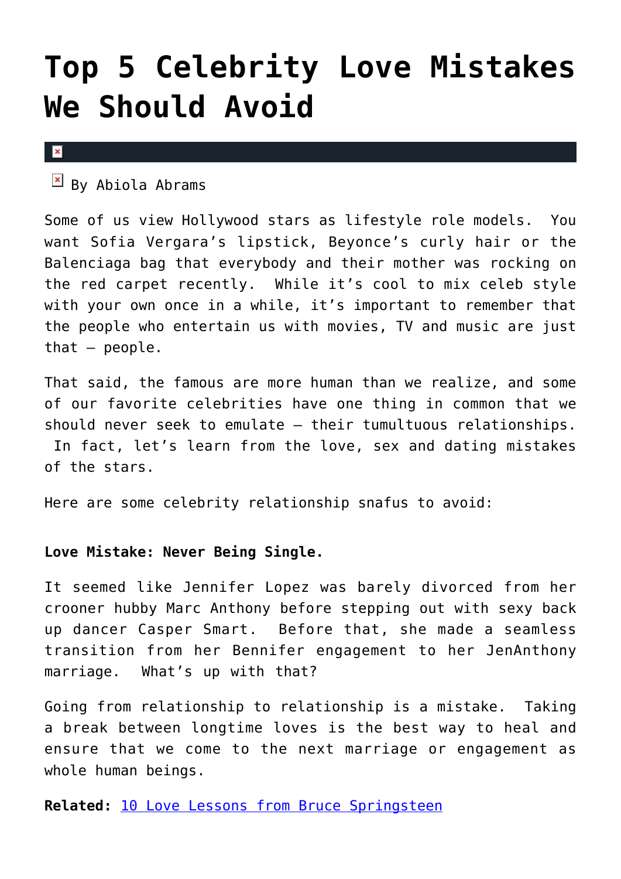# Top 5 Celebrity Love Mistakes We Should Avoid

By Abiola Abrams

Some of us view Hollywood stars as lifestyle role models. You want Sofia Vergara's lipstick, Beyonce's curly hair or the Balenciaga bag that everybody and their mother was rocking on the red carpet recently. While it's cool to mix celeb style with your own once in a while, it's important to remember that the people who entertain us with movies, TV and music are just that – people.

That said, the famous are more human than we realize, and some of our favorite celebrities have one thing in common that we should never seek to emulate – their tumultuous relationships. In fact, let's learn from the love, sex and dating mistakes of the stars.

Here are some celebrity relationship snafus to avoid:

**Love Mistake: Never Being Single.**

It seemed like Jennifer Lopez was barely divorced from her crooner hubby Marc Anthony before stepping out with sexy back up dancer Casper Smart. Before that, she made a seamless transition from her Bennifer engagement to her JenAnthony marriage. What's up with that?

Going from relationship to relationship is a mistake. Taking a break between longtime loves is the best way to heal and ensure that we come to the next marriage or engagement as whole human beings.

**Related:** 10 Love Lessons from Bruce Springsteen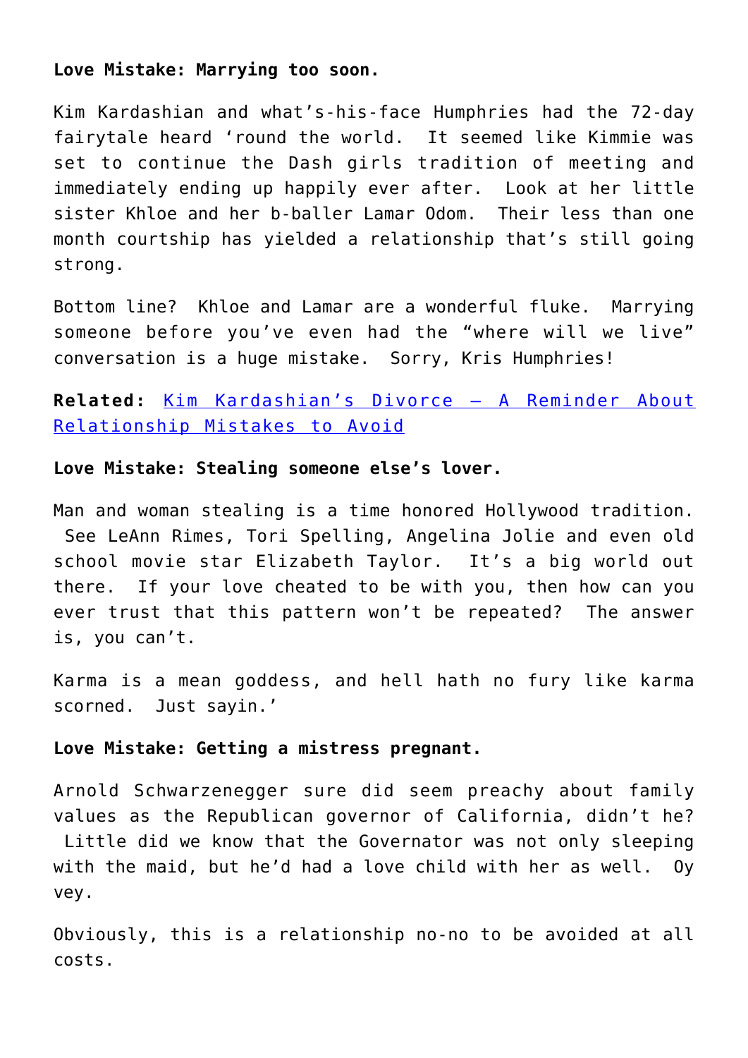**Love Mistake: Marrying too soon.**

Kim Kardashian and what's-his-face Humphries had the 72-day fairytale heard 'round the world. It seemed like Kimmie was set to continue the Dash girls tradition of meeting and immediately ending up happily ever after. Look at her little sister Khloe and her b-baller Lamar Odom. Their less than one month courtship has yielded a relationship that's still going strong.

Bottom line? Khloe and Lamar are a wonderful fluke. Marrying someone before you've even had the "where will we live" conversation is a huge mistake. Sorry, Kris Humphries!

**Related:** [Kim Kardashian's Divorce – A Reminder About Relationship Mistakes to Avoid]()

**Love Mistake: Stealing someone else's lover.**

Man and woman stealing is a time honored Hollywood tradition. See LeAnn Rimes, Tori Spelling, Angelina Jolie and even old school movie star Elizabeth Taylor. It's a big world out there. If your love cheated to be with you, then how can you ever trust that this pattern won't be repeated? The answer is, you can't.

Karma is a mean goddess, and hell hath no fury like karma scorned. Just sayin.'

**Love Mistake: Getting a mistress pregnant.**

Arnold Schwarzenegger sure did seem preachy about family values as the Republican governor of California, didn't he? Little did we know that the Governator was not only sleeping with the maid, but he'd had a love child with her as well. Oy vey.

Obviously, this is a relationship no-no to be avoided at all costs.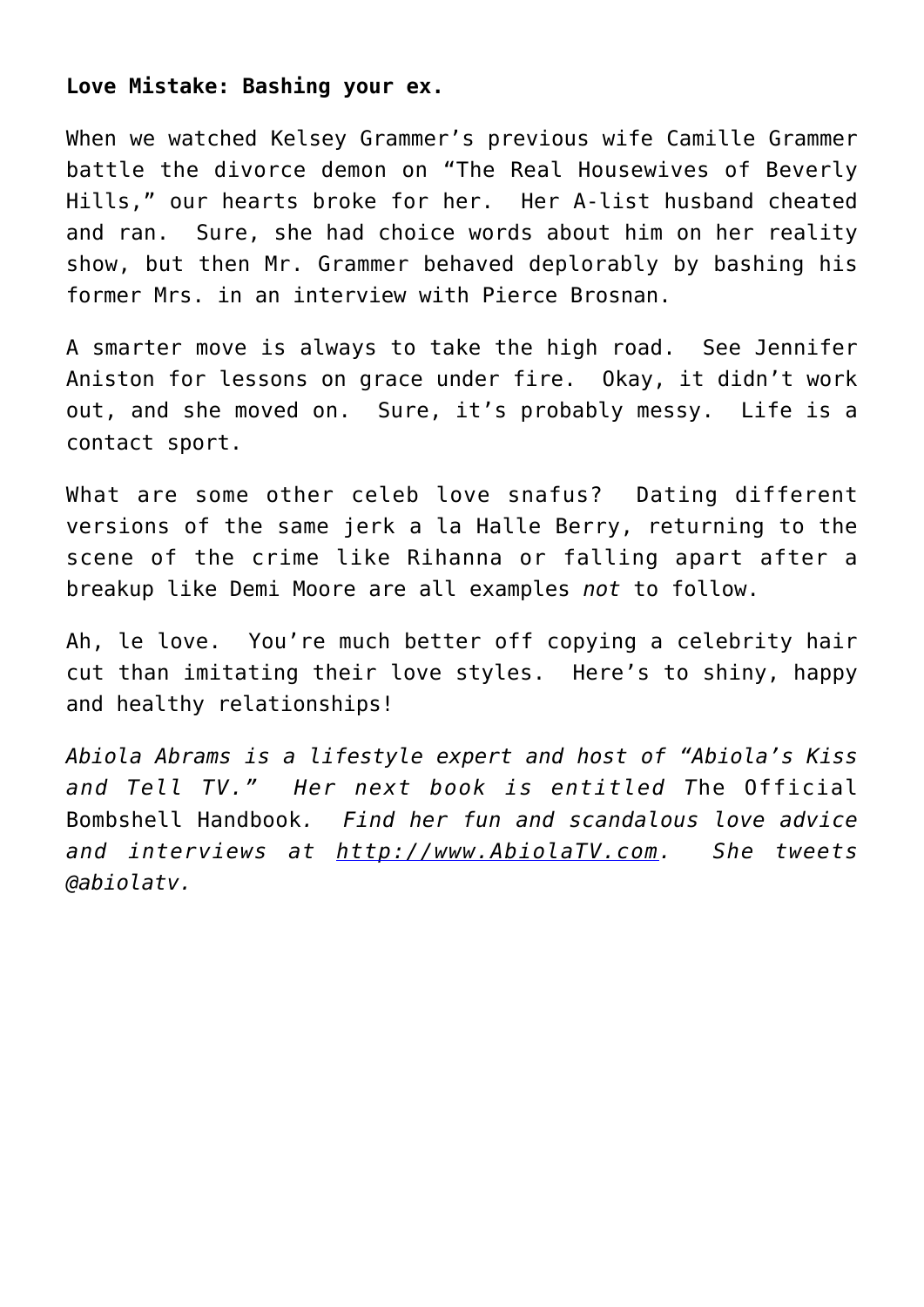**Love Mistake: Bashing your ex.**

When we watched Kelsey Grammer's previous wife Camille Grammer battle the divorce demon on "The Real Housewives of Beverly Hills," our hearts broke for her. Her A-list husband cheated and ran. Sure, she had choice words about him on her reality show, but then Mr. Grammer behaved deplorably by bashing his former Mrs. in an interview with Pierce Brosnan.

A smarter move is always to take the high road. See Jennifer Aniston for lessons on grace under fire. Okay, it didn't work out, and she moved on. Sure, it's probably messy. Life is a contact sport.

What are some other celeb love snafus? Dating different versions of the same jerk a la Halle Berry, returning to the scene of the crime like Rihanna or falling apart after a breakup like Demi Moore are all examples *not* to follow.

Ah, le love. You're much better off copying a celebrity hair cut than imitating their love styles. Here's to shiny, happy and healthy relationships!

*Abiola Abrams is a lifestyle expert and host of "Abiola's Kiss and Tell TV." Her next book is entitled* The Official Bombshell Handbook*. Find her fun and scandalous love advice and interviews at [http://www.AbiolaTV.com](http://www.AbiolaTV.com). She tweets @abiolatv.*